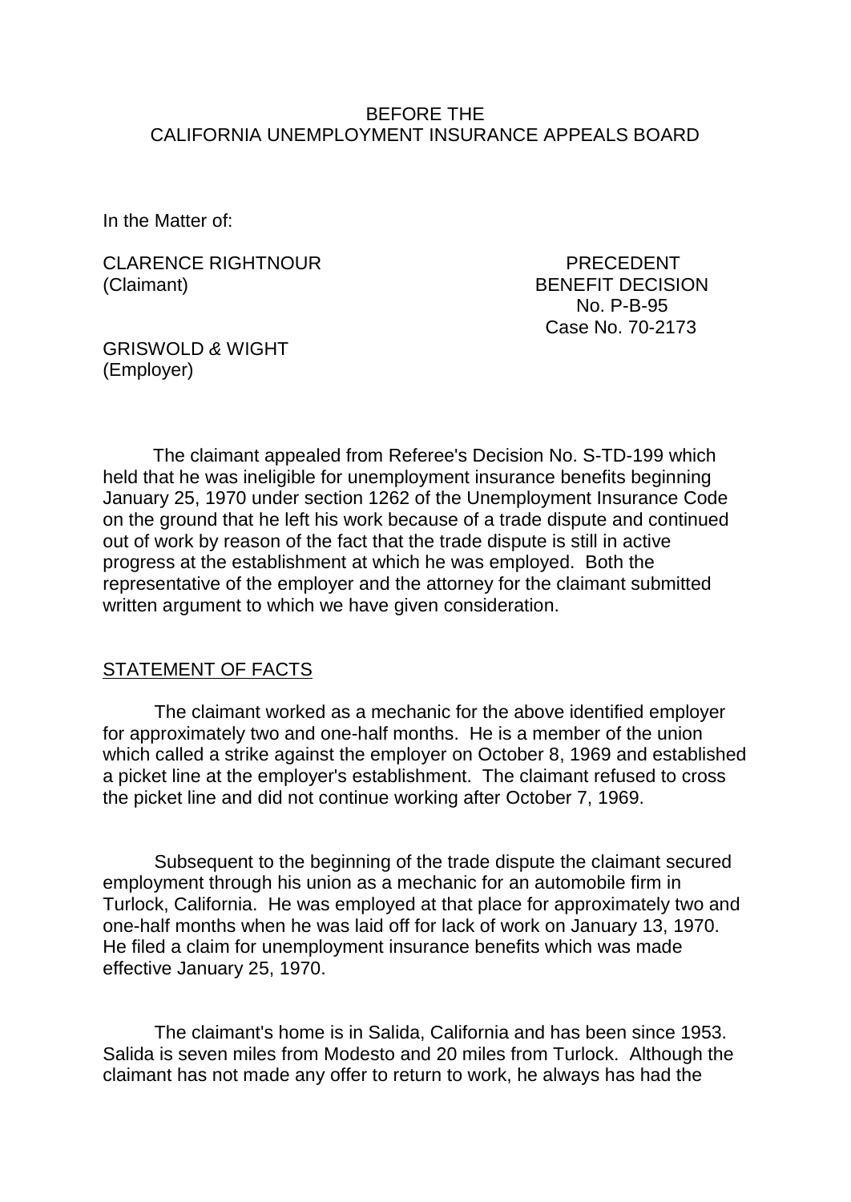BEFORE THE
CALIFORNIA UNEMPLOYMENT INSURANCE APPEALS BOARD

In the Matter of:

CLARENCE RIGHTNOUR
(Claimant)

PRECEDENT
BENEFIT DECISION
No. P-B-95
Case No. 70-2173

GRISWOLD & WIGHT
(Employer)

The claimant appealed from Referee's Decision No. S-TD-199 which held that he was ineligible for unemployment insurance benefits beginning January 25, 1970 under section 1262 of the Unemployment Insurance Code on the ground that he left his work because of a trade dispute and continued out of work by reason of the fact that the trade dispute is still in active progress at the establishment at which he was employed. Both the representative of the employer and the attorney for the claimant submitted written argument to which we have given consideration.

## STATEMENT OF FACTS

The claimant worked as a mechanic for the above identified employer for approximately two and one-half months. He is a member of the union which called a strike against the employer on October 8, 1969 and established a picket line at the employer's establishment. The claimant refused to cross the picket line and did not continue working after October 7, 1969.

Subsequent to the beginning of the trade dispute the claimant secured employment through his union as a mechanic for an automobile firm in Turlock, California. He was employed at that place for approximately two and one-half months when he was laid off for lack of work on January 13, 1970. He filed a claim for unemployment insurance benefits which was made effective January 25, 1970.

The claimant's home is in Salida, California and has been since 1953. Salida is seven miles from Modesto and 20 miles from Turlock. Although the claimant has not made any offer to return to work, he always has had the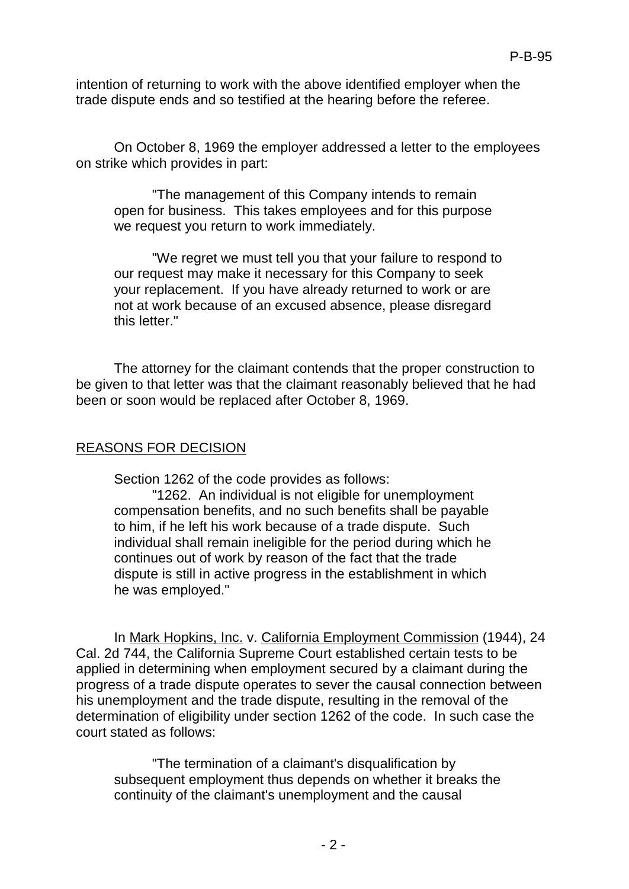intention of returning to work with the above identified employer when the trade dispute ends and so testified at the hearing before the referee.

On October 8, 1969 the employer addressed a letter to the employees on strike which provides in part:

> "The management of this Company intends to remain open for business. This takes employees and for this purpose we request you return to work immediately.
>
> "We regret we must tell you that your failure to respond to our request may make it necessary for this Company to seek your replacement. If you have already returned to work or are not at work because of an excused absence, please disregard this letter."

The attorney for the claimant contends that the proper construction to be given to that letter was that the claimant reasonably believed that he had been or soon would be replaced after October 8, 1969.

## REASONS FOR DECISION

Section 1262 of the code provides as follows:

> "1262. An individual is not eligible for unemployment compensation benefits, and no such benefits shall be payable to him, if he left his work because of a trade dispute. Such individual shall remain ineligible for the period during which he continues out of work by reason of the fact that the trade dispute is still in active progress in the establishment in which he was employed."

In Mark Hopkins, Inc. v. California Employment Commission (1944), 24 Cal. 2d 744, the California Supreme Court established certain tests to be applied in determining when employment secured by a claimant during the progress of a trade dispute operates to sever the causal connection between his unemployment and the trade dispute, resulting in the removal of the determination of eligibility under section 1262 of the code. In such case the court stated as follows:

> "The termination of a claimant's disqualification by subsequent employment thus depends on whether it breaks the continuity of the claimant's unemployment and the causal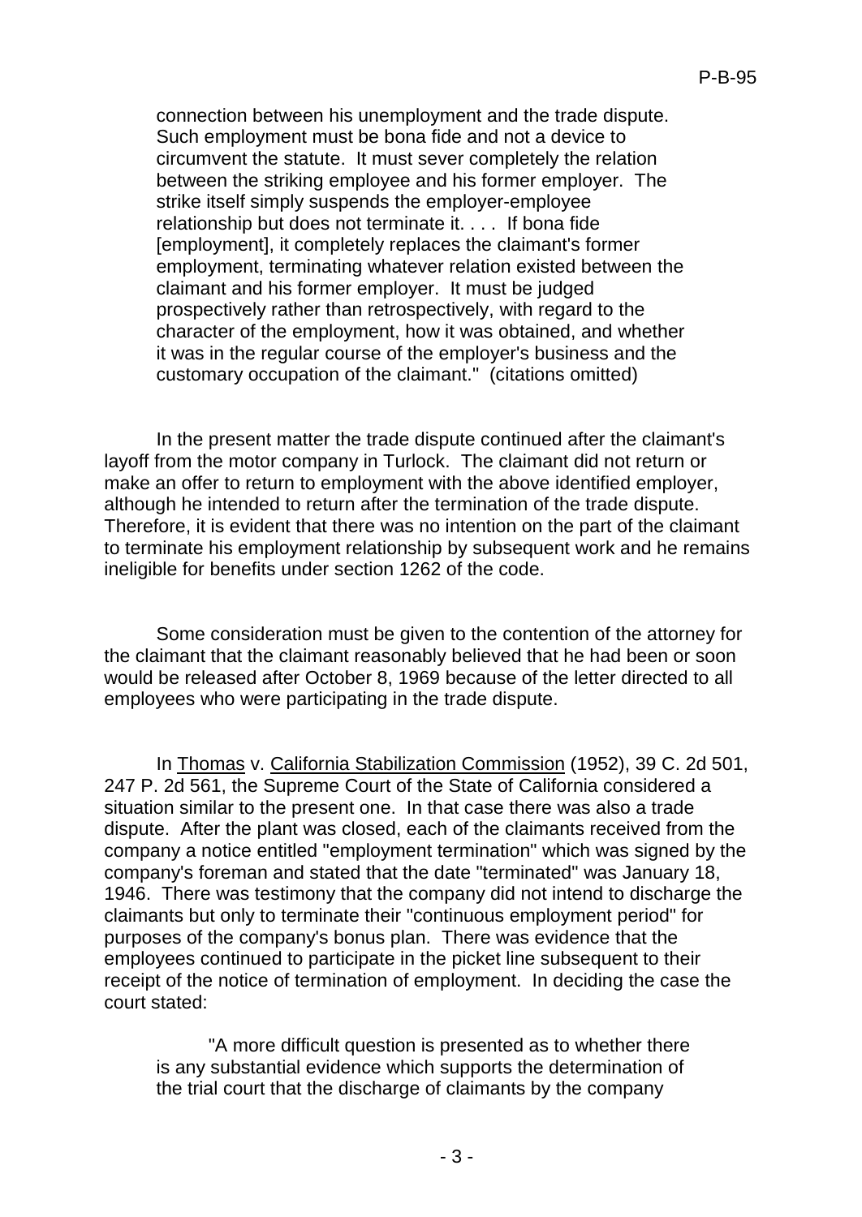> connection between his unemployment and the trade dispute. Such employment must be bona fide and not a device to circumvent the statute. It must sever completely the relation between the striking employee and his former employer. The strike itself simply suspends the employer-employee relationship but does not terminate it. . . . If bona fide [employment], it completely replaces the claimant's former employment, terminating whatever relation existed between the claimant and his former employer. It must be judged prospectively rather than retrospectively, with regard to the character of the employment, how it was obtained, and whether it was in the regular course of the employer's business and the customary occupation of the claimant." (citations omitted)

In the present matter the trade dispute continued after the claimant's layoff from the motor company in Turlock. The claimant did not return or make an offer to return to employment with the above identified employer, although he intended to return after the termination of the trade dispute. Therefore, it is evident that there was no intention on the part of the claimant to terminate his employment relationship by subsequent work and he remains ineligible for benefits under section 1262 of the code.

Some consideration must be given to the contention of the attorney for the claimant that the claimant reasonably believed that he had been or soon would be released after October 8, 1969 because of the letter directed to all employees who were participating in the trade dispute.

In Thomas v. California Stabilization Commission (1952), 39 C. 2d 501, 247 P. 2d 561, the Supreme Court of the State of California considered a situation similar to the present one. In that case there was also a trade dispute. After the plant was closed, each of the claimants received from the company a notice entitled "employment termination" which was signed by the company's foreman and stated that the date "terminated" was January 18, 1946. There was testimony that the company did not intend to discharge the claimants but only to terminate their "continuous employment period" for purposes of the company's bonus plan. There was evidence that the employees continued to participate in the picket line subsequent to their receipt of the notice of termination of employment. In deciding the case the court stated:

> "A more difficult question is presented as to whether there is any substantial evidence which supports the determination of the trial court that the discharge of claimants by the company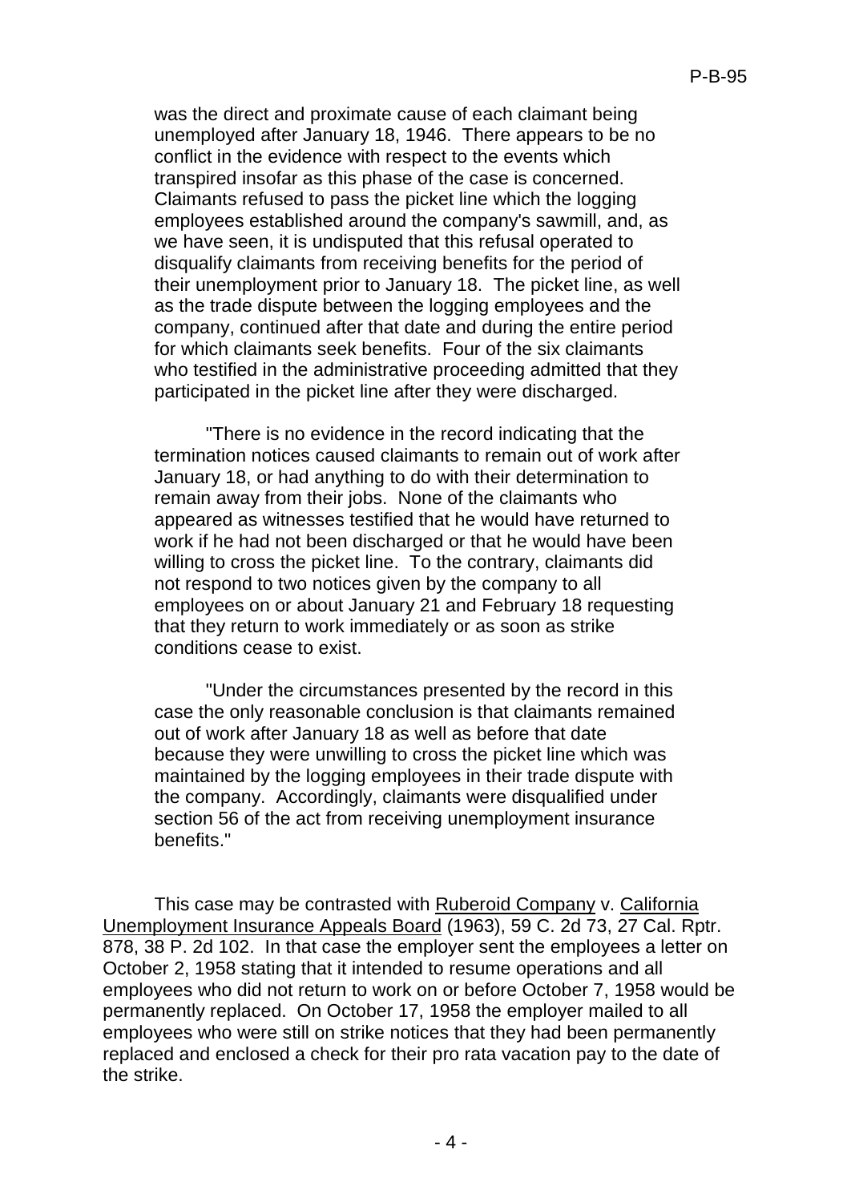was the direct and proximate cause of each claimant being unemployed after January 18, 1946. There appears to be no conflict in the evidence with respect to the events which transpired insofar as this phase of the case is concerned. Claimants refused to pass the picket line which the logging employees established around the company's sawmill, and, as we have seen, it is undisputed that this refusal operated to disqualify claimants from receiving benefits for the period of their unemployment prior to January 18. The picket line, as well as the trade dispute between the logging employees and the company, continued after that date and during the entire period for which claimants seek benefits. Four of the six claimants who testified in the administrative proceeding admitted that they participated in the picket line after they were discharged.

"There is no evidence in the record indicating that the termination notices caused claimants to remain out of work after January 18, or had anything to do with their determination to remain away from their jobs. None of the claimants who appeared as witnesses testified that he would have returned to work if he had not been discharged or that he would have been willing to cross the picket line. To the contrary, claimants did not respond to two notices given by the company to all employees on or about January 21 and February 18 requesting that they return to work immediately or as soon as strike conditions cease to exist.

"Under the circumstances presented by the record in this case the only reasonable conclusion is that claimants remained out of work after January 18 as well as before that date because they were unwilling to cross the picket line which was maintained by the logging employees in their trade dispute with the company. Accordingly, claimants were disqualified under section 56 of the act from receiving unemployment insurance benefits."

This case may be contrasted with Ruberoid Company v. California Unemployment Insurance Appeals Board (1963), 59 C. 2d 73, 27 Cal. Rptr. 878, 38 P. 2d 102. In that case the employer sent the employees a letter on October 2, 1958 stating that it intended to resume operations and all employees who did not return to work on or before October 7, 1958 would be permanently replaced. On October 17, 1958 the employer mailed to all employees who were still on strike notices that they had been permanently replaced and enclosed a check for their pro rata vacation pay to the date of the strike.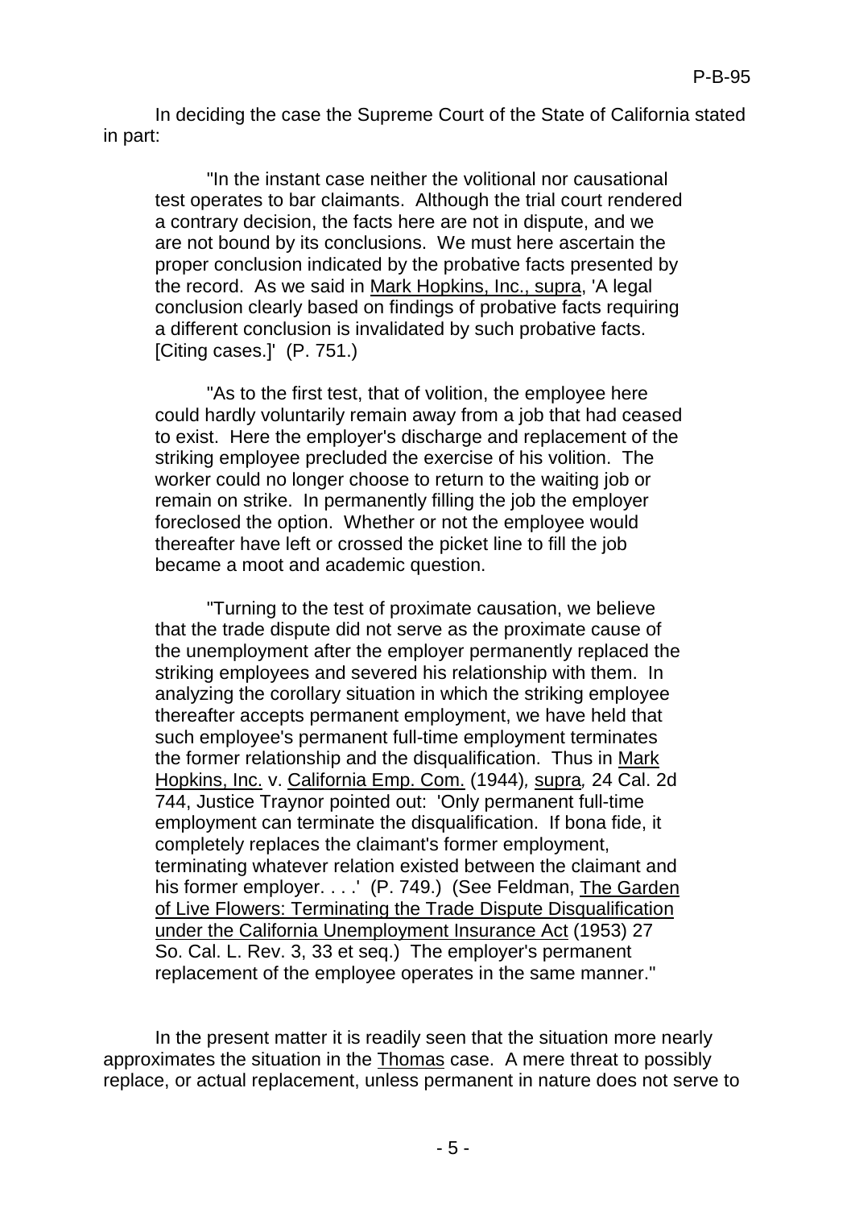In deciding the case the Supreme Court of the State of California stated in part:

> "In the instant case neither the volitional nor causational test operates to bar claimants. Although the trial court rendered a contrary decision, the facts here are not in dispute, and we are not bound by its conclusions. We must here ascertain the proper conclusion indicated by the probative facts presented by the record. As we said in Mark Hopkins, Inc., supra, 'A legal conclusion clearly based on findings of probative facts requiring a different conclusion is invalidated by such probative facts. [Citing cases.]' (P. 751.)
>
> "As to the first test, that of volition, the employee here could hardly voluntarily remain away from a job that had ceased to exist. Here the employer's discharge and replacement of the striking employee precluded the exercise of his volition. The worker could no longer choose to return to the waiting job or remain on strike. In permanently filling the job the employer foreclosed the option. Whether or not the employee would thereafter have left or crossed the picket line to fill the job became a moot and academic question.
>
> "Turning to the test of proximate causation, we believe that the trade dispute did not serve as the proximate cause of the unemployment after the employer permanently replaced the striking employees and severed his relationship with them. In analyzing the corollary situation in which the striking employee thereafter accepts permanent employment, we have held that such employee's permanent full-time employment terminates the former relationship and the disqualification. Thus in Mark Hopkins, Inc. v. California Emp. Com. (1944), *supra*, 24 Cal. 2d 744, Justice Traynor pointed out: 'Only permanent full-time employment can terminate the disqualification. If bona fide, it completely replaces the claimant's former employment, terminating whatever relation existed between the claimant and his former employer. . . .' (P. 749.) (See Feldman, The Garden of Live Flowers: Terminating the Trade Dispute Disqualification under the California Unemployment Insurance Act (1953) 27 So. Cal. L. Rev. 3, 33 et seq.) The employer's permanent replacement of the employee operates in the same manner."

In the present matter it is readily seen that the situation more nearly approximates the situation in the Thomas case. A mere threat to possibly replace, or actual replacement, unless permanent in nature does not serve to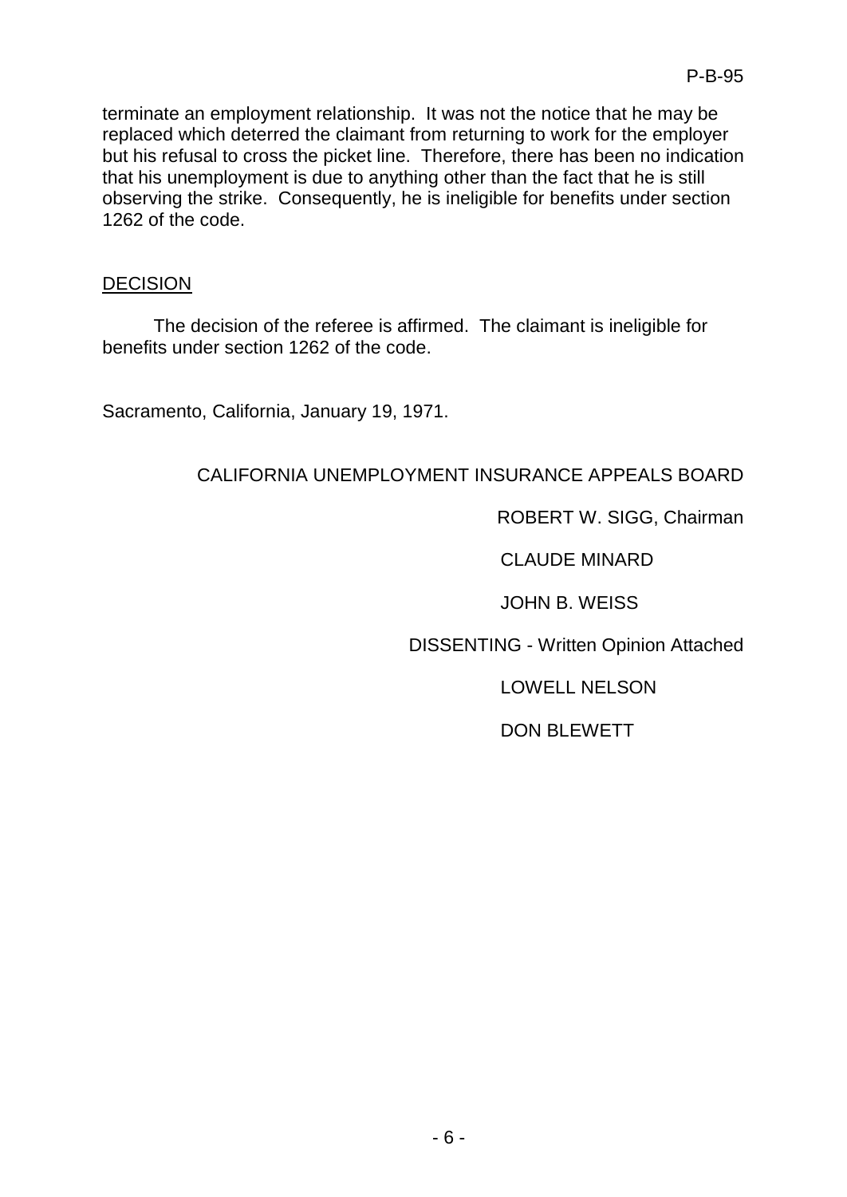terminate an employment relationship. It was not the notice that he may be replaced which deterred the claimant from returning to work for the employer but his refusal to cross the picket line. Therefore, there has been no indication that his unemployment is due to anything other than the fact that he is still observing the strike. Consequently, he is ineligible for benefits under section 1262 of the code.

DECISION

The decision of the referee is affirmed. The claimant is ineligible for benefits under section 1262 of the code.

Sacramento, California, January 19, 1971.

CALIFORNIA UNEMPLOYMENT INSURANCE APPEALS BOARD

ROBERT W. SIGG, Chairman

CLAUDE MINARD

JOHN B. WEISS

DISSENTING - Written Opinion Attached

LOWELL NELSON

DON BLEWETT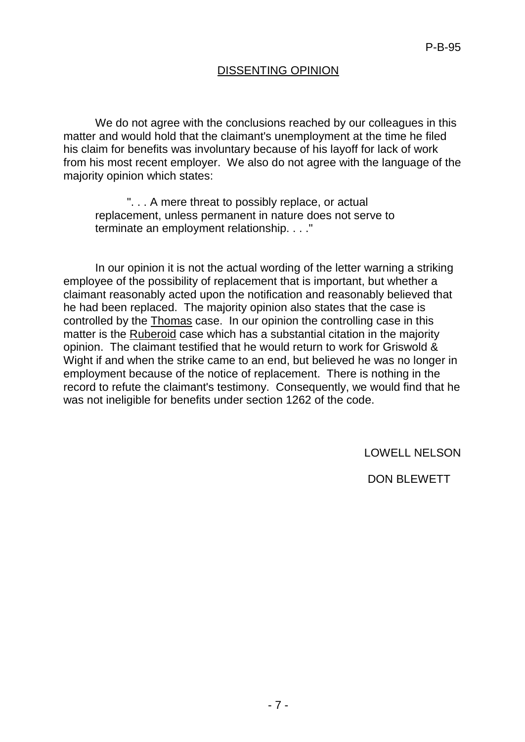## DISSENTING OPINION

We do not agree with the conclusions reached by our colleagues in this matter and would hold that the claimant's unemployment at the time he filed his claim for benefits was involuntary because of his layoff for lack of work from his most recent employer. We also do not agree with the language of the majority opinion which states:

> ". . . A mere threat to possibly replace, or actual replacement, unless permanent in nature does not serve to terminate an employment relationship. . . ."

In our opinion it is not the actual wording of the letter warning a striking employee of the possibility of replacement that is important, but whether a claimant reasonably acted upon the notification and reasonably believed that he had been replaced. The majority opinion also states that the case is controlled by the Thomas case. In our opinion the controlling case in this matter is the Ruberoid case which has a substantial citation in the majority opinion. The claimant testified that he would return to work for Griswold & Wight if and when the strike came to an end, but believed he was no longer in employment because of the notice of replacement. There is nothing in the record to refute the claimant's testimony. Consequently, we would find that he was not ineligible for benefits under section 1262 of the code.

LOWELL NELSON

DON BLEWETT